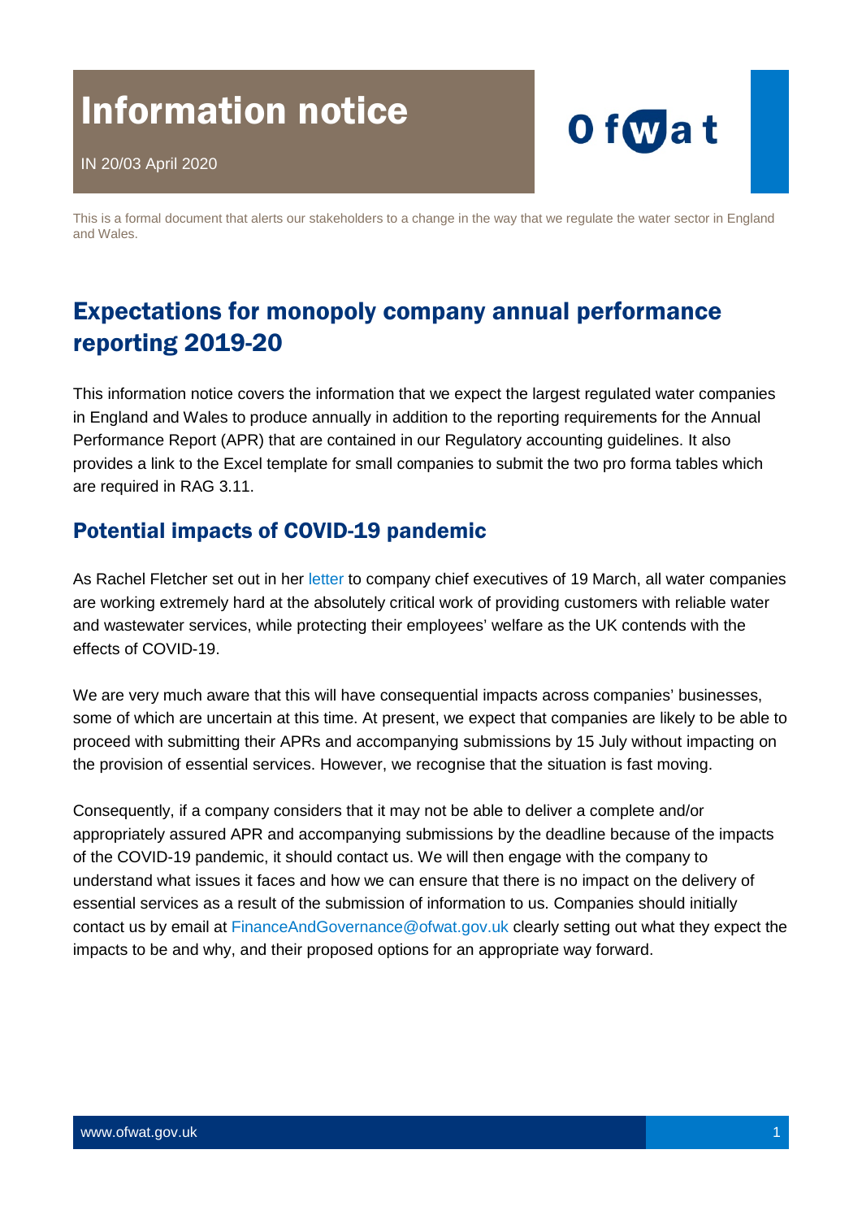# Information notice

IN 20/03 April 2020

This is a formal document that alerts our stakeholders to a change in the way that we regulate the water sector in England and Wales.

## Expectations for monopoly company annual performance reporting 2019-20

This information notice covers the information that we expect the largest regulated water companies in England and Wales to produce annually in addition to the reporting requirements for the Annual Performance Report (APR) that are contained in our Regulatory accounting guidelines. It also provides a link to the Excel template for small companies to submit the two pro forma tables which are required in RAG 3.11.

### Potential impacts of COVID-19 pandemic

As Rachel Fletcher set out in her letter to company chief executives of 19 March, all water companies are working extremely hard at the absolutely critical work of providing customers with reliable water and wastewater services, while protecting their employees' welfare as the UK contends with the effects of COVID-19.

We are very much aware that this will have consequential impacts across companies' businesses, some of which are uncertain at this time. At present, we expect that companies are likely to be able to proceed with submitting their APRs and accompanying submissions by 15 July without impacting on the provision of essential services. However, we recognise that the situation is fast moving.

Consequently, if a company considers that it may not be able to deliver a complete and/or appropriately assured APR and accompanying submissions by the deadline because of the impacts of the COVID-19 pandemic, it should contact us. We will then engage with the company to understand what issues it faces and how we can ensure that there is no impact on the delivery of essential services as a result of the submission of information to us. Companies should initially contact us by email at FinanceAndGovernance@ofwat.gov.uk clearly setting out what they expect the impacts to be and why, and their proposed options for an appropriate way forward.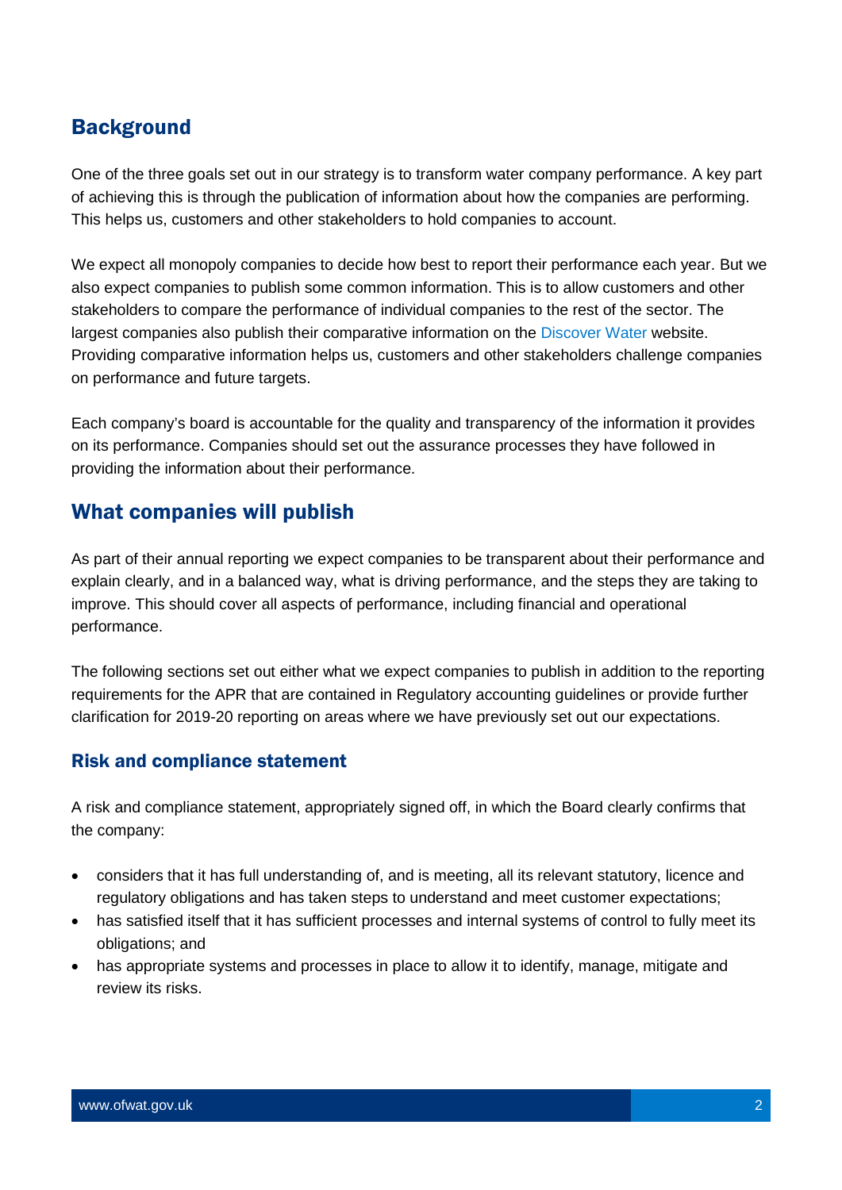## Background

One of the three goals set out in our strategy is to transform water company performance. A key part of achieving this is through the publication of information about how the companies are performing. This helps us, customers and other stakeholders to hold companies to account.

We expect all monopoly companies to decide how best to report their performance each year. But we also expect companies to publish some common information. This is to allow customers and other stakeholders to compare the performance of individual companies to the rest of the sector. The largest companies also publish their comparative information on the Discover Water website. Providing comparative information helps us, customers and other stakeholders challenge companies on performance and future targets.

Each company's board is accountable for the quality and transparency of the information it provides on its performance. Companies should set out the assurance processes they have followed in providing the information about their performance.

## What companies will publish

As part of their annual reporting we expect companies to be transparent about their performance and explain clearly, and in a balanced way, what is driving performance, and the steps they are taking to improve. This should cover all aspects of performance, including financial and operational performance.

The following sections set out either what we expect companies to publish in addition to the reporting requirements for the APR that are contained in Regulatory accounting guidelines or provide further clarification for 2019-20 reporting on areas where we have previously set out our expectations.

### Risk and compliance statement

A risk and compliance statement, appropriately signed off, in which the Board clearly confirms that the company:

- considers that it has full understanding of, and is meeting, all its relevant statutory, licence and regulatory obligations and has taken steps to understand and meet customer expectations;
- has satisfied itself that it has sufficient processes and internal systems of control to fully meet its obligations; and
- has appropriate systems and processes in place to allow it to identify, manage, mitigate and review its risks.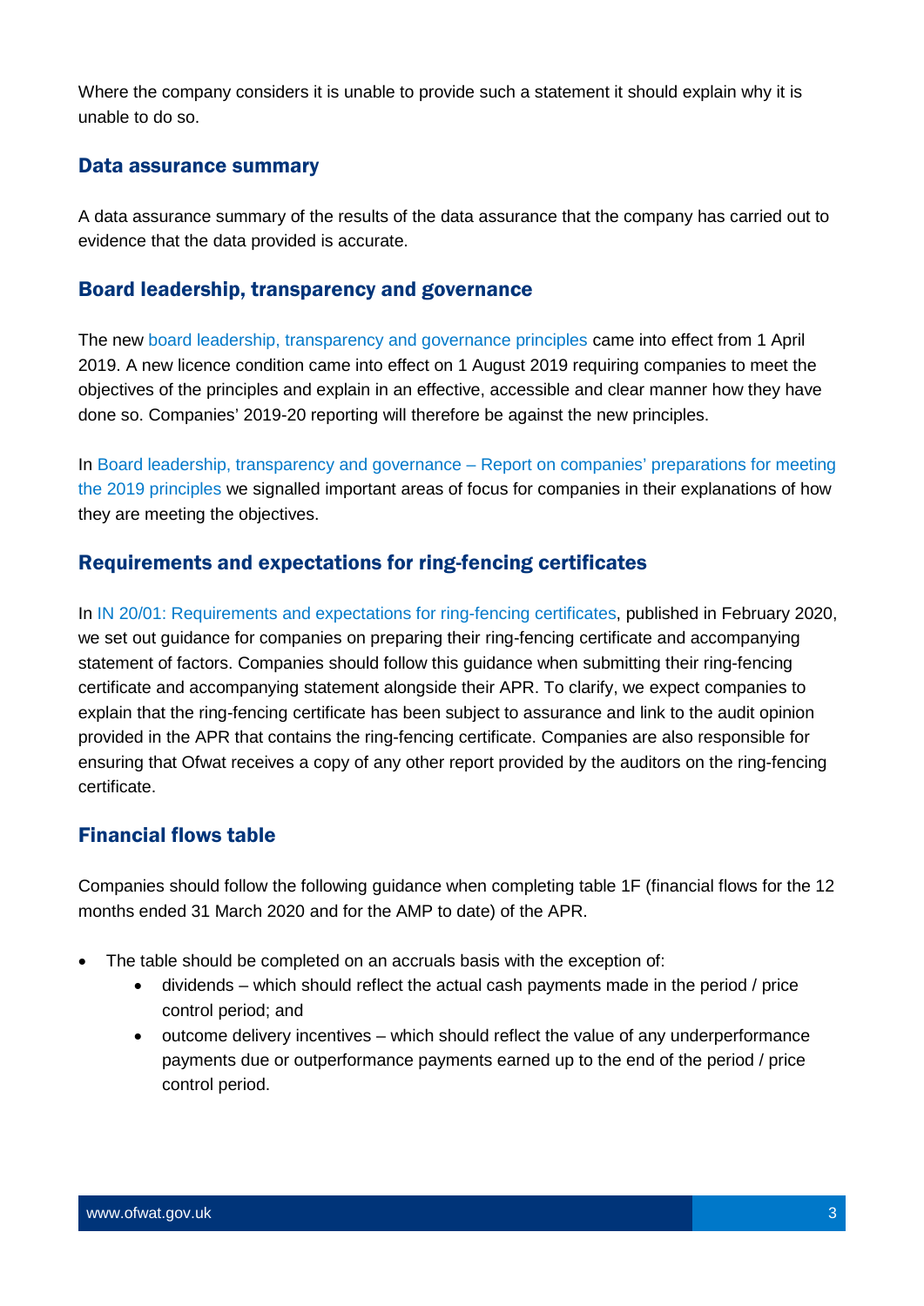Where the company considers it is unable to provide such a statement it should explain why it is unable to do so.

## Data assurance summary

A data assurance summary of the results of the data assurance that the company has carried out to evidence that the data provided is accurate.

## Board leadership, transparency and governance

The new board leadership, transparency and governance principles came into effect from 1 April 2019. A new licence condition came into effect on 1 August 2019 requiring companies to meet the objectives of the principles and explain in an effective, accessible and clear manner how they have done so. Companies' 2019-20 reporting will therefore be against the new principles.

In Board leadership, transparency and governance – Report on companies' preparations for meeting the 2019 principles we signalled important areas of focus for companies in their explanations of how they are meeting the objectives.

## Requirements and expectations for ring-fencing certificates

In IN 20/01: Requirements and expectations for ring-fencing certificates, published in February 2020, we set out guidance for companies on preparing their ring-fencing certificate and accompanying statement of factors. Companies should follow this guidance when submitting their ring-fencing certificate and accompanying statement alongside their APR. To clarify, we expect companies to explain that the ring-fencing certificate has been subject to assurance and link to the audit opinion provided in the APR that contains the ring-fencing certificate. Companies are also responsible for ensuring that Ofwat receives a copy of any other report provided by the auditors on the ring-fencing certificate.

## Financial flows table

Companies should follow the following guidance when completing table 1F (financial flows for the 12 months ended 31 March 2020 and for the AMP to date) of the APR.

- The table should be completed on an accruals basis with the exception of:
  - dividends – which should reflect the actual cash payments made in the period / price control period; and
  - outcome delivery incentives – which should reflect the value of any underperformance payments due or outperformance payments earned up to the end of the period / price control period.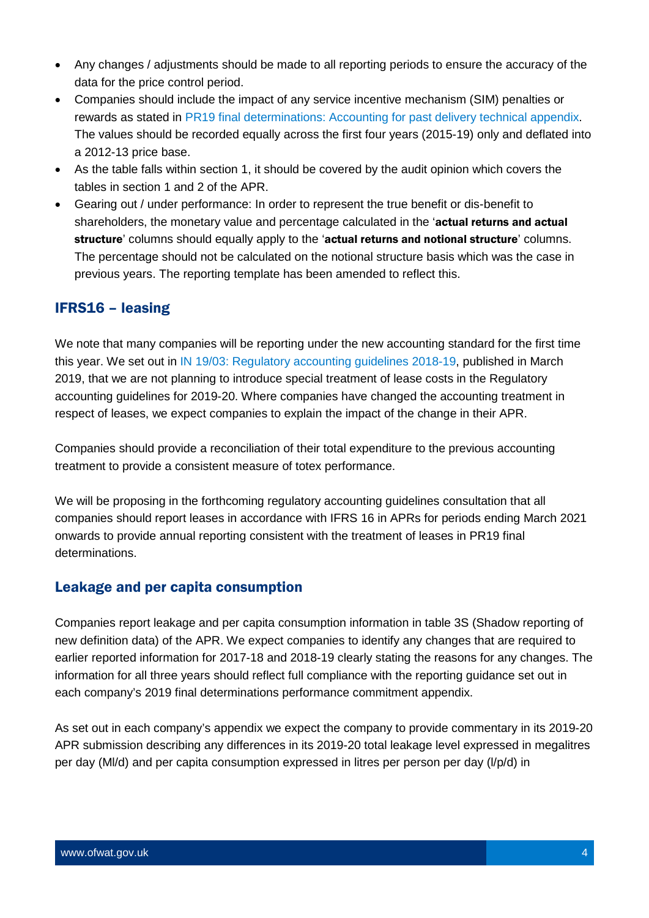- Any changes / adjustments should be made to all reporting periods to ensure the accuracy of the data for the price control period.
- Companies should include the impact of any service incentive mechanism (SIM) penalties or rewards as stated in PR19 final determinations: Accounting for past delivery technical appendix. The values should be recorded equally across the first four years (2015-19) only and deflated into a 2012-13 price base.
- As the table falls within section 1, it should be covered by the audit opinion which covers the tables in section 1 and 2 of the APR.
- Gearing out / under performance: In order to represent the true benefit or dis-benefit to shareholders, the monetary value and percentage calculated in the '**actual returns and actual structure**' columns should equally apply to the '**actual returns and notional structure**' columns. The percentage should not be calculated on the notional structure basis which was the case in previous years. The reporting template has been amended to reflect this.

## IFRS16 – leasing

We note that many companies will be reporting under the new accounting standard for the first time this year. We set out in IN 19/03: Regulatory accounting guidelines 2018-19, published in March 2019, that we are not planning to introduce special treatment of lease costs in the Regulatory accounting guidelines for 2019-20. Where companies have changed the accounting treatment in respect of leases, we expect companies to explain the impact of the change in their APR.

Companies should provide a reconciliation of their total expenditure to the previous accounting treatment to provide a consistent measure of totex performance.

We will be proposing in the forthcoming regulatory accounting guidelines consultation that all companies should report leases in accordance with IFRS 16 in APRs for periods ending March 2021 onwards to provide annual reporting consistent with the treatment of leases in PR19 final determinations.

## Leakage and per capita consumption

Companies report leakage and per capita consumption information in table 3S (Shadow reporting of new definition data) of the APR. We expect companies to identify any changes that are required to earlier reported information for 2017-18 and 2018-19 clearly stating the reasons for any changes. The information for all three years should reflect full compliance with the reporting guidance set out in each company's 2019 final determinations performance commitment appendix.

As set out in each company's appendix we expect the company to provide commentary in its 2019-20 APR submission describing any differences in its 2019-20 total leakage level expressed in megalitres per day (Ml/d) and per capita consumption expressed in litres per person per day (l/p/d) in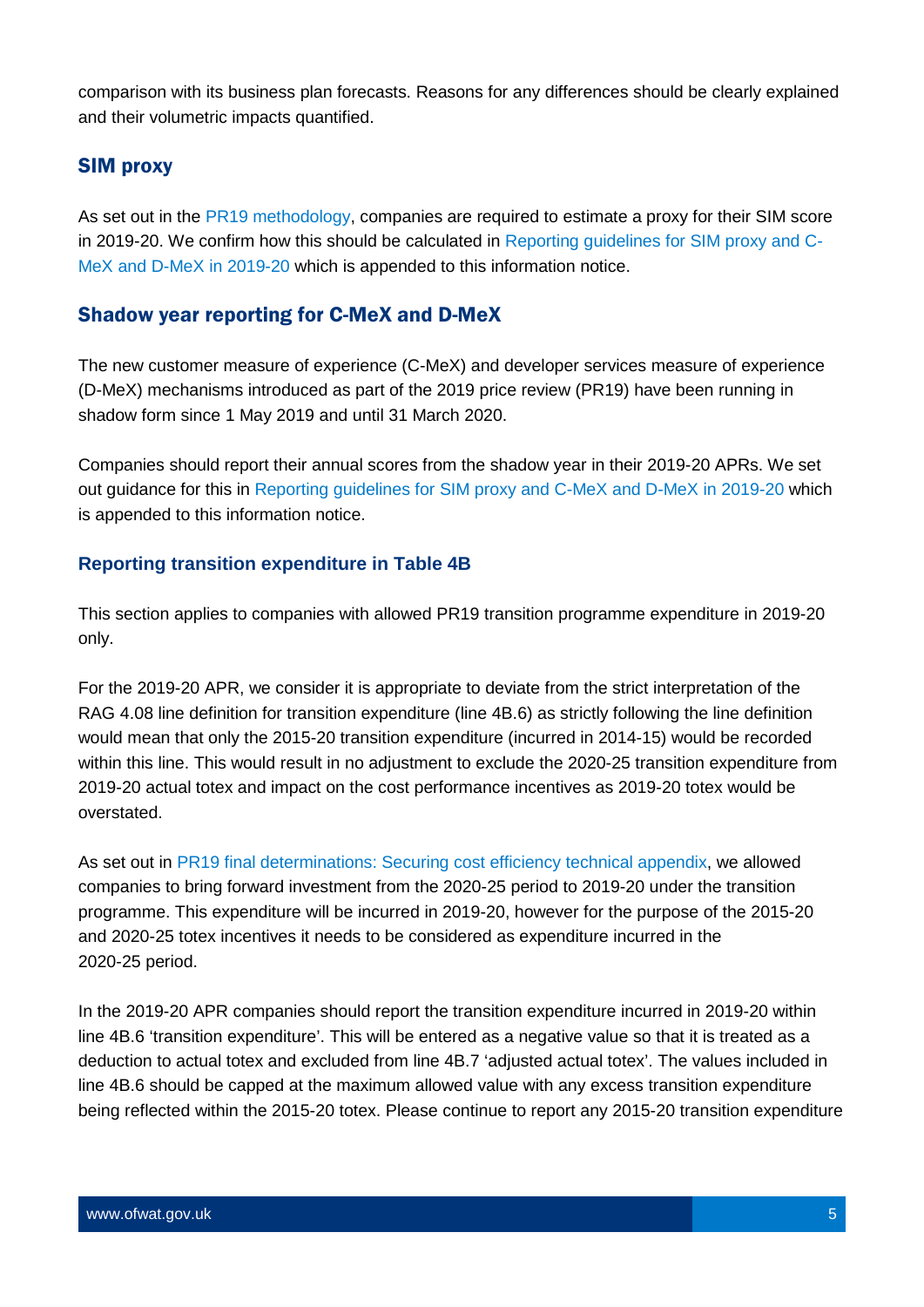comparison with its business plan forecasts. Reasons for any differences should be clearly explained and their volumetric impacts quantified.

## SIM proxy

As set out in the PR19 methodology, companies are required to estimate a proxy for their SIM score in 2019-20. We confirm how this should be calculated in Reporting guidelines for SIM proxy and C-MeX and D-MeX in 2019-20 which is appended to this information notice.

## Shadow year reporting for C-MeX and D-MeX

The new customer measure of experience (C-MeX) and developer services measure of experience (D-MeX) mechanisms introduced as part of the 2019 price review (PR19) have been running in shadow form since 1 May 2019 and until 31 March 2020.

Companies should report their annual scores from the shadow year in their 2019-20 APRs. We set out guidance for this in Reporting guidelines for SIM proxy and C-MeX and D-MeX in 2019-20 which is appended to this information notice.

### Reporting transition expenditure in Table 4B

This section applies to companies with allowed PR19 transition programme expenditure in 2019-20 only.

For the 2019-20 APR, we consider it is appropriate to deviate from the strict interpretation of the RAG 4.08 line definition for transition expenditure (line 4B.6) as strictly following the line definition would mean that only the 2015-20 transition expenditure (incurred in 2014-15) would be recorded within this line. This would result in no adjustment to exclude the 2020-25 transition expenditure from 2019-20 actual totex and impact on the cost performance incentives as 2019-20 totex would be overstated.

As set out in PR19 final determinations: Securing cost efficiency technical appendix, we allowed companies to bring forward investment from the 2020-25 period to 2019-20 under the transition programme. This expenditure will be incurred in 2019-20, however for the purpose of the 2015-20 and 2020-25 totex incentives it needs to be considered as expenditure incurred in the 2020-25 period.

In the 2019-20 APR companies should report the transition expenditure incurred in 2019-20 within line 4B.6 'transition expenditure'. This will be entered as a negative value so that it is treated as a deduction to actual totex and excluded from line 4B.7 'adjusted actual totex'. The values included in line 4B.6 should be capped at the maximum allowed value with any excess transition expenditure being reflected within the 2015-20 totex. Please continue to report any 2015-20 transition expenditure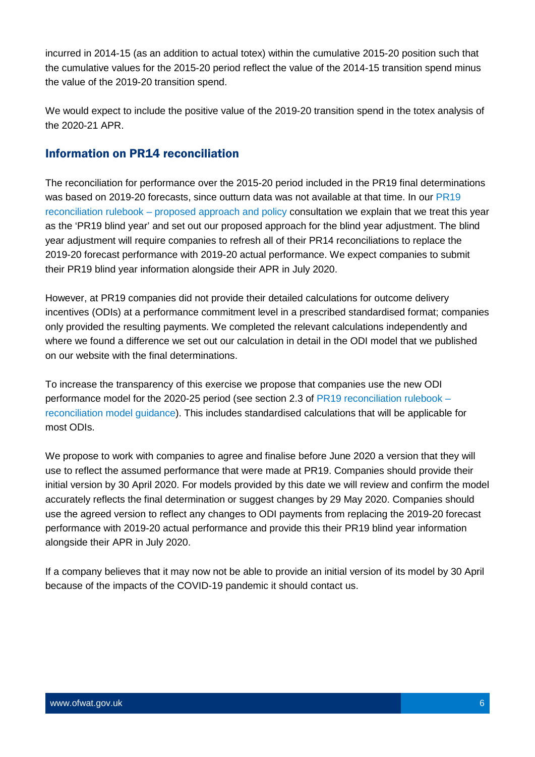incurred in 2014-15 (as an addition to actual totex) within the cumulative 2015-20 position such that the cumulative values for the 2015-20 period reflect the value of the 2014-15 transition spend minus the value of the 2019-20 transition spend.

We would expect to include the positive value of the 2019-20 transition spend in the totex analysis of the 2020-21 APR.

## Information on PR14 reconciliation

The reconciliation for performance over the 2015-20 period included in the PR19 final determinations was based on 2019-20 forecasts, since outturn data was not available at that time. In our PR19 reconciliation rulebook – proposed approach and policy consultation we explain that we treat this year as the 'PR19 blind year' and set out our proposed approach for the blind year adjustment. The blind year adjustment will require companies to refresh all of their PR14 reconciliations to replace the 2019-20 forecast performance with 2019-20 actual performance. We expect companies to submit their PR19 blind year information alongside their APR in July 2020.

However, at PR19 companies did not provide their detailed calculations for outcome delivery incentives (ODIs) at a performance commitment level in a prescribed standardised format; companies only provided the resulting payments. We completed the relevant calculations independently and where we found a difference we set out our calculation in detail in the ODI model that we published on our website with the final determinations.

To increase the transparency of this exercise we propose that companies use the new ODI performance model for the 2020-25 period (see section 2.3 of PR19 reconciliation rulebook – reconciliation model guidance). This includes standardised calculations that will be applicable for most ODIs.

We propose to work with companies to agree and finalise before June 2020 a version that they will use to reflect the assumed performance that were made at PR19. Companies should provide their initial version by 30 April 2020. For models provided by this date we will review and confirm the model accurately reflects the final determination or suggest changes by 29 May 2020. Companies should use the agreed version to reflect any changes to ODI payments from replacing the 2019-20 forecast performance with 2019-20 actual performance and provide this their PR19 blind year information alongside their APR in July 2020.

If a company believes that it may now not be able to provide an initial version of its model by 30 April because of the impacts of the COVID-19 pandemic it should contact us.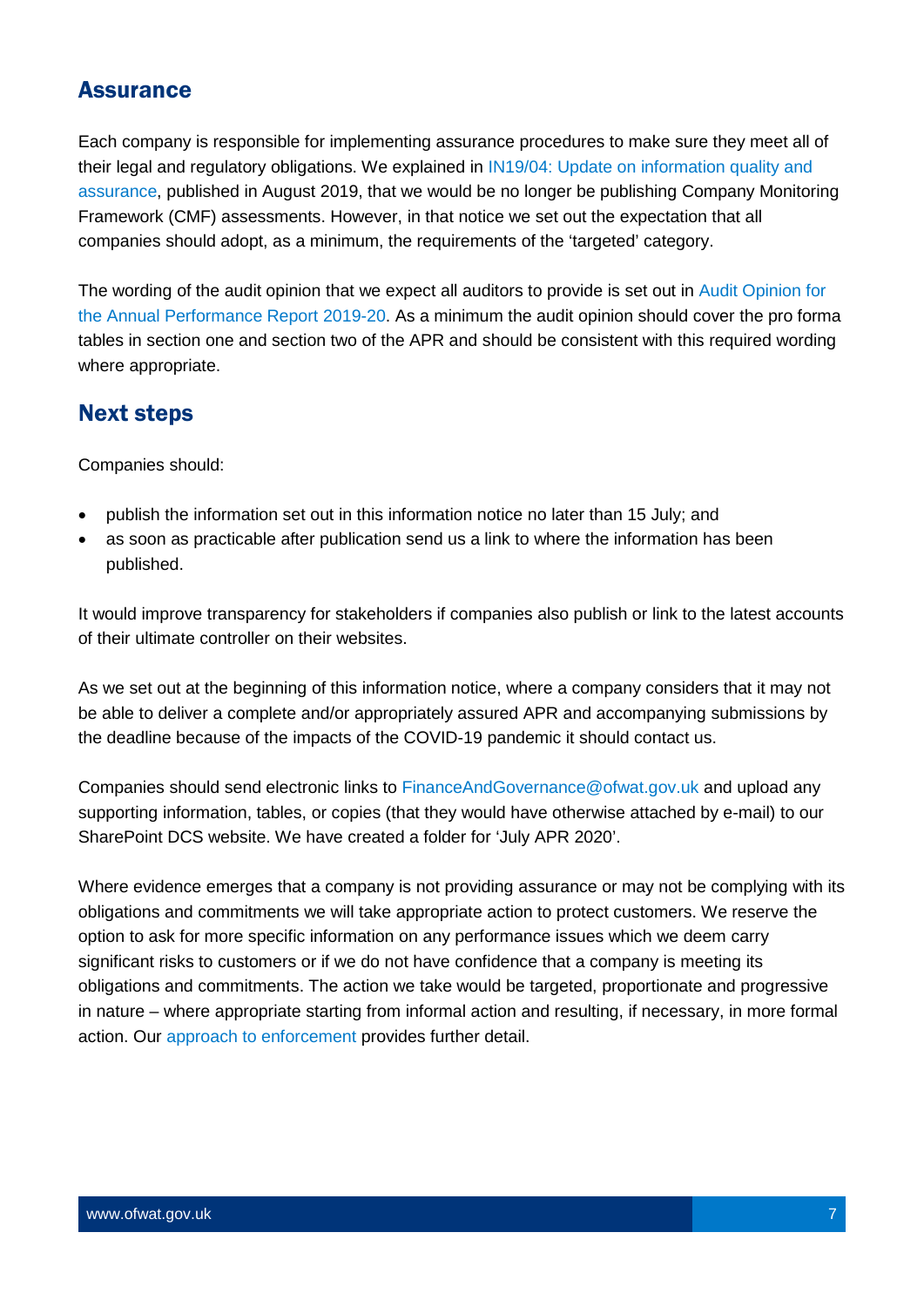## Assurance

Each company is responsible for implementing assurance procedures to make sure they meet all of their legal and regulatory obligations. We explained in IN19/04: Update on information quality and assurance, published in August 2019, that we would be no longer be publishing Company Monitoring Framework (CMF) assessments. However, in that notice we set out the expectation that all companies should adopt, as a minimum, the requirements of the 'targeted' category.

The wording of the audit opinion that we expect all auditors to provide is set out in Audit Opinion for the Annual Performance Report 2019-20. As a minimum the audit opinion should cover the pro forma tables in section one and section two of the APR and should be consistent with this required wording where appropriate.

## Next steps

Companies should:

- publish the information set out in this information notice no later than 15 July; and
- as soon as practicable after publication send us a link to where the information has been published.

It would improve transparency for stakeholders if companies also publish or link to the latest accounts of their ultimate controller on their websites.

As we set out at the beginning of this information notice, where a company considers that it may not be able to deliver a complete and/or appropriately assured APR and accompanying submissions by the deadline because of the impacts of the COVID-19 pandemic it should contact us.

Companies should send electronic links to FinanceAndGovernance@ofwat.gov.uk and upload any supporting information, tables, or copies (that they would have otherwise attached by e-mail) to our SharePoint DCS website. We have created a folder for 'July APR 2020'.

Where evidence emerges that a company is not providing assurance or may not be complying with its obligations and commitments we will take appropriate action to protect customers. We reserve the option to ask for more specific information on any performance issues which we deem carry significant risks to customers or if we do not have confidence that a company is meeting its obligations and commitments. The action we take would be targeted, proportionate and progressive in nature – where appropriate starting from informal action and resulting, if necessary, in more formal action. Our approach to enforcement provides further detail.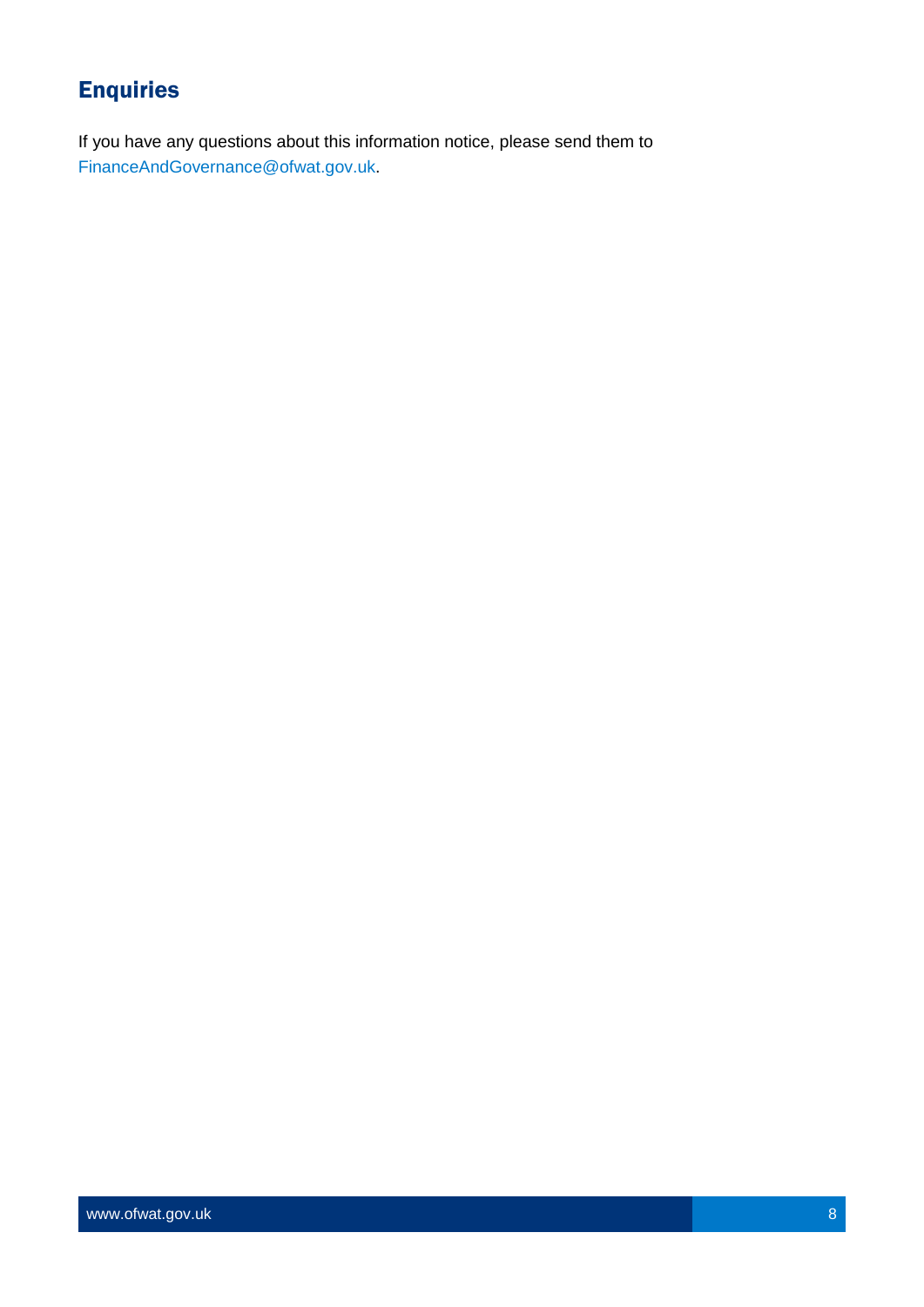## Enquiries

If you have any questions about this information notice, please send them to FinanceAndGovernance@ofwat.gov.uk.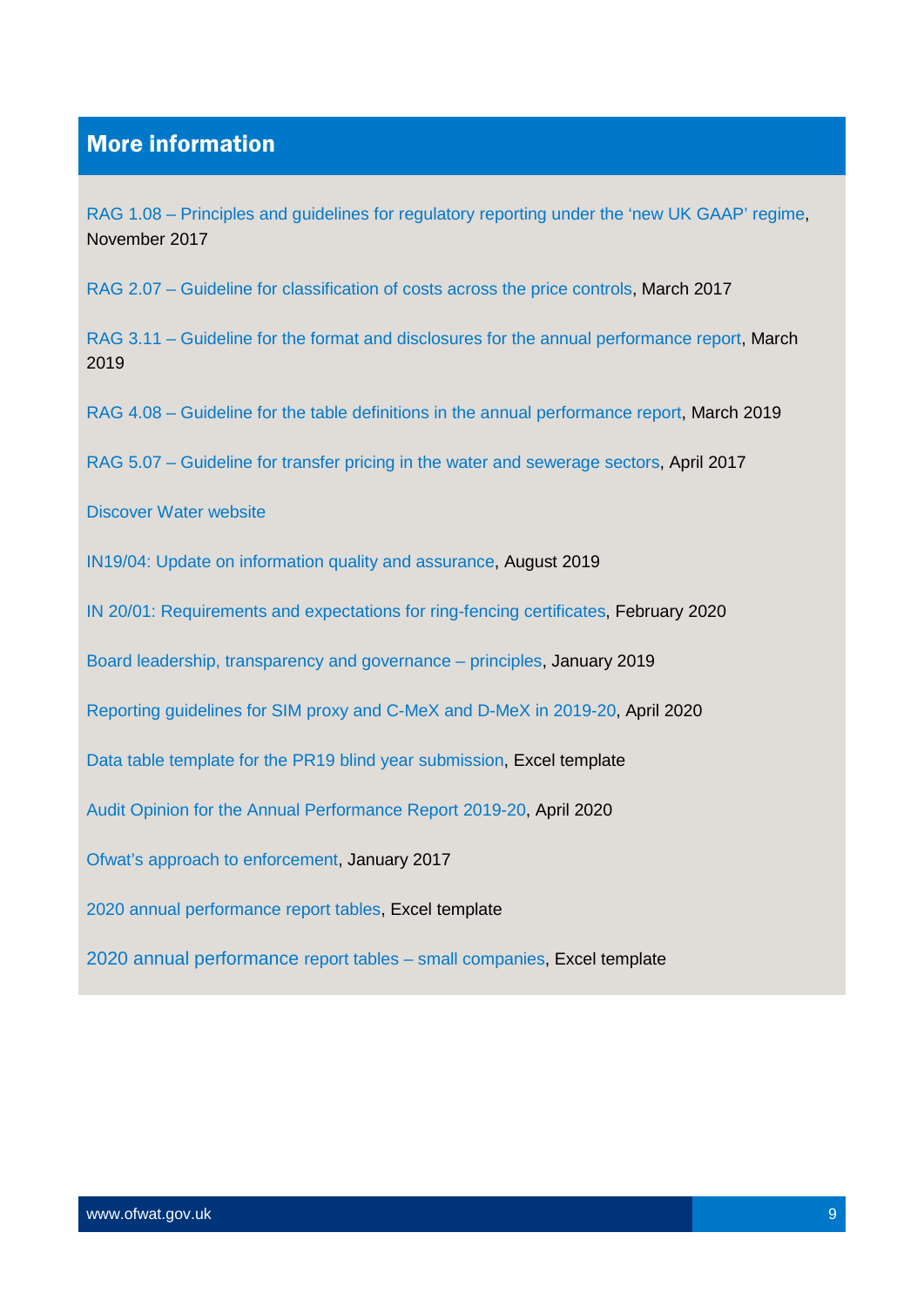## More information

RAG 1.08 – Principles and guidelines for regulatory reporting under the 'new UK GAAP' regime, November 2017

RAG 2.07 – Guideline for classification of costs across the price controls, March 2017

RAG 3.11 – Guideline for the format and disclosures for the annual performance report, March 2019

RAG 4.08 – Guideline for the table definitions in the annual performance report, March 2019

RAG 5.07 – Guideline for transfer pricing in the water and sewerage sectors, April 2017

Discover Water website

IN19/04: Update on information quality and assurance, August 2019

IN 20/01: Requirements and expectations for ring-fencing certificates, February 2020

Board leadership, transparency and governance – principles, January 2019

Reporting guidelines for SIM proxy and C-MeX and D-MeX in 2019-20, April 2020

Data table template for the PR19 blind year submission, Excel template

Audit Opinion for the Annual Performance Report 2019-20, April 2020

Ofwat's approach to enforcement, January 2017

2020 annual performance report tables, Excel template

2020 annual performance report tables – small companies, Excel template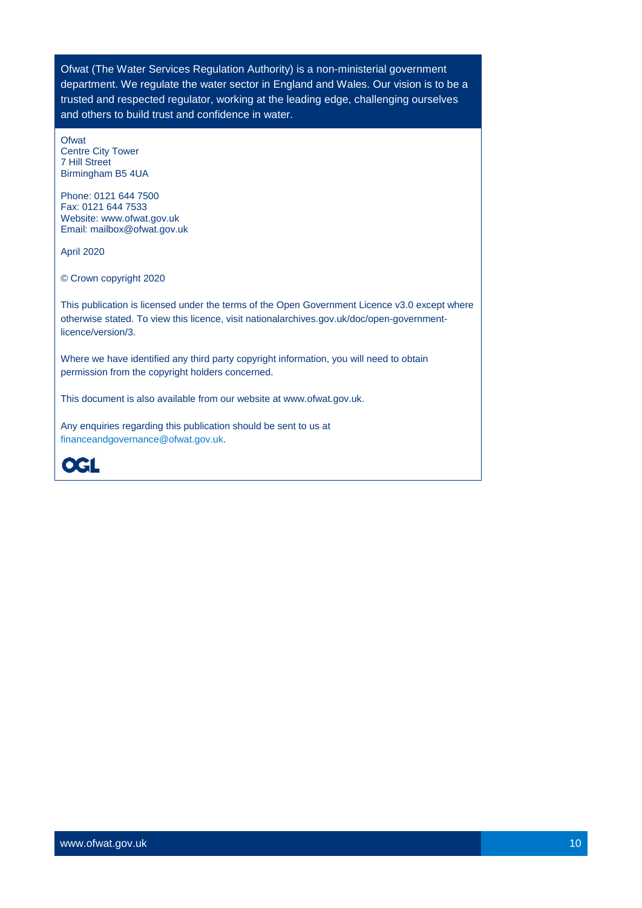Ofwat (The Water Services Regulation Authority) is a non-ministerial government department. We regulate the water sector in England and Wales. Our vision is to be a trusted and respected regulator, working at the leading edge, challenging ourselves and others to build trust and confidence in water.

Ofwat
Centre City Tower
7 Hill Street
Birmingham B5 4UA

Phone: 0121 644 7500
Fax: 0121 644 7533
Website: www.ofwat.gov.uk
Email: mailbox@ofwat.gov.uk

April 2020

© Crown copyright 2020

This publication is licensed under the terms of the Open Government Licence v3.0 except where otherwise stated. To view this licence, visit nationalarchives.gov.uk/doc/open-government-licence/version/3.

Where we have identified any third party copyright information, you will need to obtain permission from the copyright holders concerned.

This document is also available from our website at www.ofwat.gov.uk.

Any enquiries regarding this publication should be sent to us at financeandgovernance@ofwat.gov.uk.

OGL